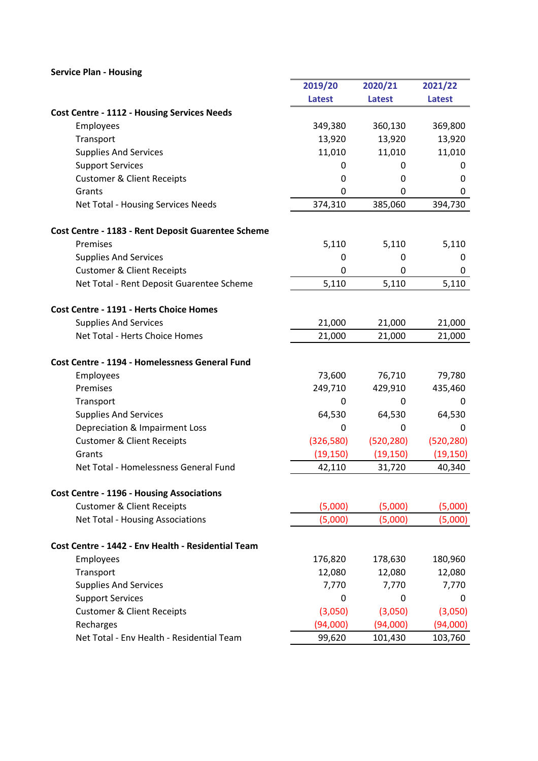**Service Plan - Housing**

| | 2019/20 Latest | 2020/21 Latest | 2021/22 Latest |
|---|---|---|---|
| **Cost Centre - 1112 - Housing Services Needs** | | | |
| Employees | 349,380 | 360,130 | 369,800 |
| Transport | 13,920 | 13,920 | 13,920 |
| Supplies And Services | 11,010 | 11,010 | 11,010 |
| Support Services | 0 | 0 | 0 |
| Customer & Client Receipts | 0 | 0 | 0 |
| Grants | 0 | 0 | 0 |
| Net Total - Housing Services Needs | 374,310 | 385,060 | 394,730 |
| | | | |
| **Cost Centre - 1183 - Rent Deposit Guerentee Scheme** | | | |
| Premises | 5,110 | 5,110 | 5,110 |
| Supplies And Services | 0 | 0 | 0 |
| Customer & Client Receipts | 0 | 0 | 0 |
| Net Total - Rent Deposit Guerentee Scheme | 5,110 | 5,110 | 5,110 |
| | | | |
| **Cost Centre - 1191 - Herts Choice Homes** | | | |
| Supplies And Services | 21,000 | 21,000 | 21,000 |
| Net Total - Herts Choice Homes | 21,000 | 21,000 | 21,000 |
| | | | |
| **Cost Centre - 1194 - Homelessness General Fund** | | | |
| Employees | 73,600 | 76,710 | 79,780 |
| Premises | 249,710 | 429,910 | 435,460 |
| Transport | 0 | 0 | 0 |
| Supplies And Services | 64,530 | 64,530 | 64,530 |
| Depreciation & Impairment Loss | 0 | 0 | 0 |
| Customer & Client Receipts | (326,580) | (520,280) | (520,280) |
| Grants | (19,150) | (19,150) | (19,150) |
| Net Total - Homelessness General Fund | 42,110 | 31,720 | 40,340 |
| | | | |
| **Cost Centre - 1196 - Housing Associations** | | | |
| Customer & Client Receipts | (5,000) | (5,000) | (5,000) |
| Net Total - Housing Associations | (5,000) | (5,000) | (5,000) |
| | | | |
| **Cost Centre - 1442 - Env Health - Residential Team** | | | |
| Employees | 176,820 | 178,630 | 180,960 |
| Transport | 12,080 | 12,080 | 12,080 |
| Supplies And Services | 7,770 | 7,770 | 7,770 |
| Support Services | 0 | 0 | 0 |
| Customer & Client Receipts | (3,050) | (3,050) | (3,050) |
| Recharges | (94,000) | (94,000) | (94,000) |
| Net Total - Env Health - Residential Team | 99,620 | 101,430 | 103,760 |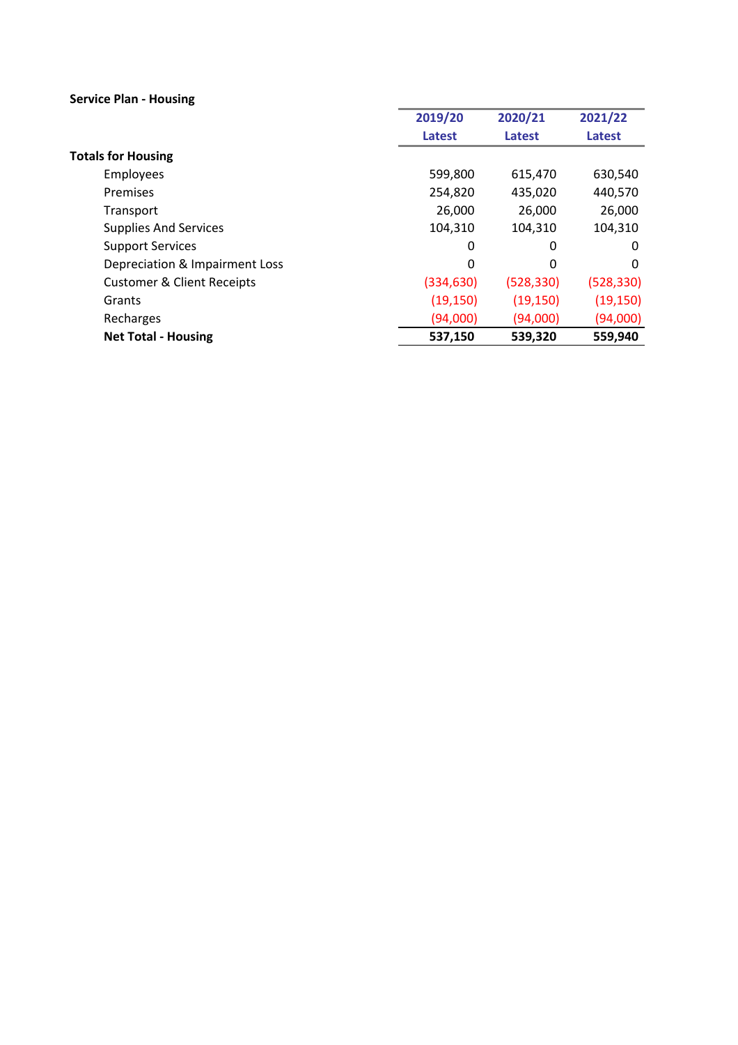**Service Plan - Housing**

| | 2019/20 Latest | 2020/21 Latest | 2021/22 Latest |
|---|---|---|---|
| **Totals for Housing** | | | |
| Employees | 599,800 | 615,470 | 630,540 |
| Premises | 254,820 | 435,020 | 440,570 |
| Transport | 26,000 | 26,000 | 26,000 |
| Supplies And Services | 104,310 | 104,310 | 104,310 |
| Support Services | 0 | 0 | 0 |
| Depreciation & Impairment Loss | 0 | 0 | 0 |
| Customer & Client Receipts | (334,630) | (528,330) | (528,330) |
| Grants | (19,150) | (19,150) | (19,150) |
| Recharges | (94,000) | (94,000) | (94,000) |
| **Net Total - Housing** | **537,150** | **539,320** | **559,940** |